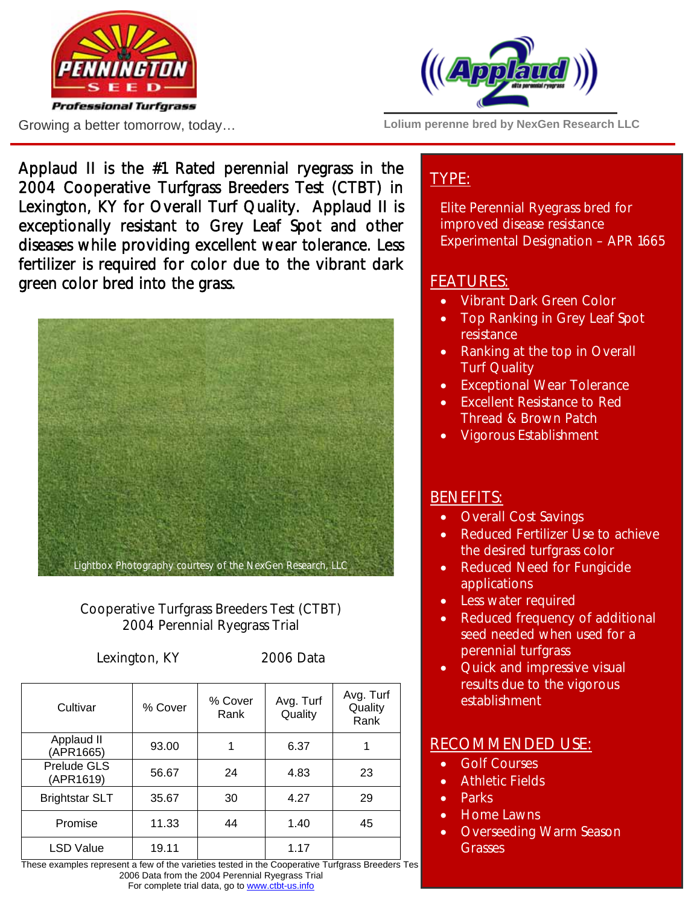Pennington Seed — Professional Turfgrass

Growing a better tomorrow, today…

Applaud 2 — elite perennial ryegrass

Lolium perenne bred by NexGen Research LLC

Applaud II is the #1 Rated perennial ryegrass in the 2004 Cooperative Turfgrass Breeders Test (CTBT) in Lexington, KY for Overall Turf Quality. Applaud II is exceptionally resistant to Grey Leaf Spot and other diseases while providing excellent wear tolerance. Less fertilizer is required for color due to the vibrant dark green color bred into the grass.

Lightbox Photography courtesy of the NexGen Research, LLC

Cooperative Turfgrass Breeders Test (CTBT)
2004 Perennial Ryegrass Trial

Lexington, KY — 2006 Data

| Cultivar | % Cover | % Cover Rank | Avg. Turf Quality | Avg. Turf Quality Rank |
|---|---|---|---|---|
| Applaud II (APR1665) | 93.00 | 1 | 6.37 | 1 |
| Prelude GLS (APR1619) | 56.67 | 24 | 4.83 | 23 |
| Brightstar SLT | 35.67 | 30 | 4.27 | 29 |
| Promise | 11.33 | 44 | 1.40 | 45 |
| LSD Value | 19.11 | | 1.17 | |

These examples represent a few of the varieties tested in the Cooperative Turfgrass Breeders Tes
2006 Data from the 2004 Perennial Ryegrass Trial
For complete trial data, go to www.ctbt-us.info

## TYPE:

Elite Perennial Ryegrass bred for improved disease resistance
Experimental Designation – APR 1665

## FEATURES:

- Vibrant Dark Green Color
- Top Ranking in Grey Leaf Spot resistance
- Ranking at the top in Overall Turf Quality
- Exceptional Wear Tolerance
- Excellent Resistance to Red Thread & Brown Patch
- Vigorous Establishment

## BENEFITS:

- Overall Cost Savings
- Reduced Fertilizer Use to achieve the desired turfgrass color
- Reduced Need for Fungicide applications
- Less water required
- Reduced frequency of additional seed needed when used for a perennial turfgrass
- Quick and impressive visual results due to the vigorous establishment

## RECOMMENDED USE:

- Golf Courses
- Athletic Fields
- Parks
- Home Lawns
- Overseeding Warm Season Grasses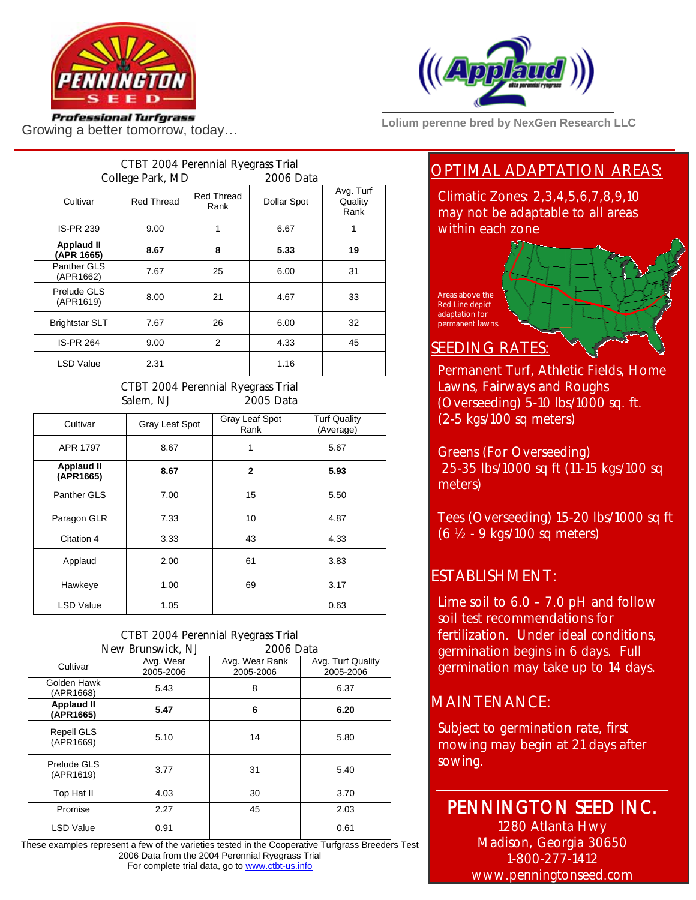**PENNINGTON SEED**

**Professional Turfgrass**

Growing a better tomorrow, today…

**Applaud 2** elite perennial ryegrass

**Lolium perenne bred by NexGen Research LLC**

CTBT 2004 Perennial Ryegrass Trial
College Park, MD 2006 Data

| Cultivar | Red Thread | Red Thread Rank | Dollar Spot | Avg. Turf Quality Rank |
|---|---|---|---|---|
| IS-PR 239 | 9.00 | 1 | 6.67 | 1 |
| **Applaud II (APR 1665)** | **8.67** | **8** | **5.33** | **19** |
| Panther GLS (APR1662) | 7.67 | 25 | 6.00 | 31 |
| Prelude GLS (APR1619) | 8.00 | 21 | 4.67 | 33 |
| Brightstar SLT | 7.67 | 26 | 6.00 | 32 |
| IS-PR 264 | 9.00 | 2 | 4.33 | 45 |
| LSD Value | 2.31 | | 1.16 | |

CTBT 2004 Perennial Ryegrass Trial
Salem, NJ 2005 Data

| Cultivar | Gray Leaf Spot | Gray Leaf Spot Rank | Turf Quality (Average) |
|---|---|---|---|
| APR 1797 | 8.67 | 1 | 5.67 |
| **Applaud II (APR1665)** | **8.67** | **2** | **5.93** |
| Panther GLS | 7.00 | 15 | 5.50 |
| Paragon GLR | 7.33 | 10 | 4.87 |
| Citation 4 | 3.33 | 43 | 4.33 |
| Applaud | 2.00 | 61 | 3.83 |
| Hawkeye | 1.00 | 69 | 3.17 |
| LSD Value | 1.05 | | 0.63 |

CTBT 2004 Perennial Ryegrass Trial
New Brunswick, NJ 2006 Data

| Cultivar | Avg. Wear 2005-2006 | Avg. Wear Rank 2005-2006 | Avg. Turf Quality 2005-2006 |
|---|---|---|---|
| Golden Hawk (APR1668) | 5.43 | 8 | 6.37 |
| **Applaud II (APR1665)** | **5.47** | **6** | **6.20** |
| Repell GLS (APR1669) | 5.10 | 14 | 5.80 |
| Prelude GLS (APR1619) | 3.77 | 31 | 5.40 |
| Top Hat II | 4.03 | 30 | 3.70 |
| Promise | 2.27 | 45 | 2.03 |
| LSD Value | 0.91 | | 0.61 |

These examples represent a few of the varieties tested in the Cooperative Turfgrass Breeders Test
2006 Data from the 2004 Perennial Ryegrass Trial
For complete trial data, go to www.ctbt-us.info

## OPTIMAL ADAPTATION AREAS:

Climatic Zones: 2,3,4,5,6,7,8,9,10 may not be adaptable to all areas within each zone

Areas above the Red Line depict adaptation for permanent lawns.

## SEEDING RATES:

Permanent Turf, Athletic Fields, Home Lawns, Fairways and Roughs (Overseeding) 5-10 lbs/1000 sq. ft. (2-5 kgs/100 sq meters)

Greens (For Overseeding) 25-35 lbs/1000 sq ft (11-15 kgs/100 sq meters)

Tees (Overseeding) 15-20 lbs/1000 sq ft (6 ½ - 9 kgs/100 sq meters)

## ESTABLISHMENT:

Lime soil to 6.0 – 7.0 pH and follow soil test recommendations for fertilization. Under ideal conditions, germination begins in 6 days. Full germination may take up to 14 days.

## MAINTENANCE:

Subject to germination rate, first mowing may begin at 21 days after sowing.

**PENNINGTON SEED INC.**
1280 Atlanta Hwy
Madison, Georgia 30650
1-800-277-1412
www.penningtonseed.com